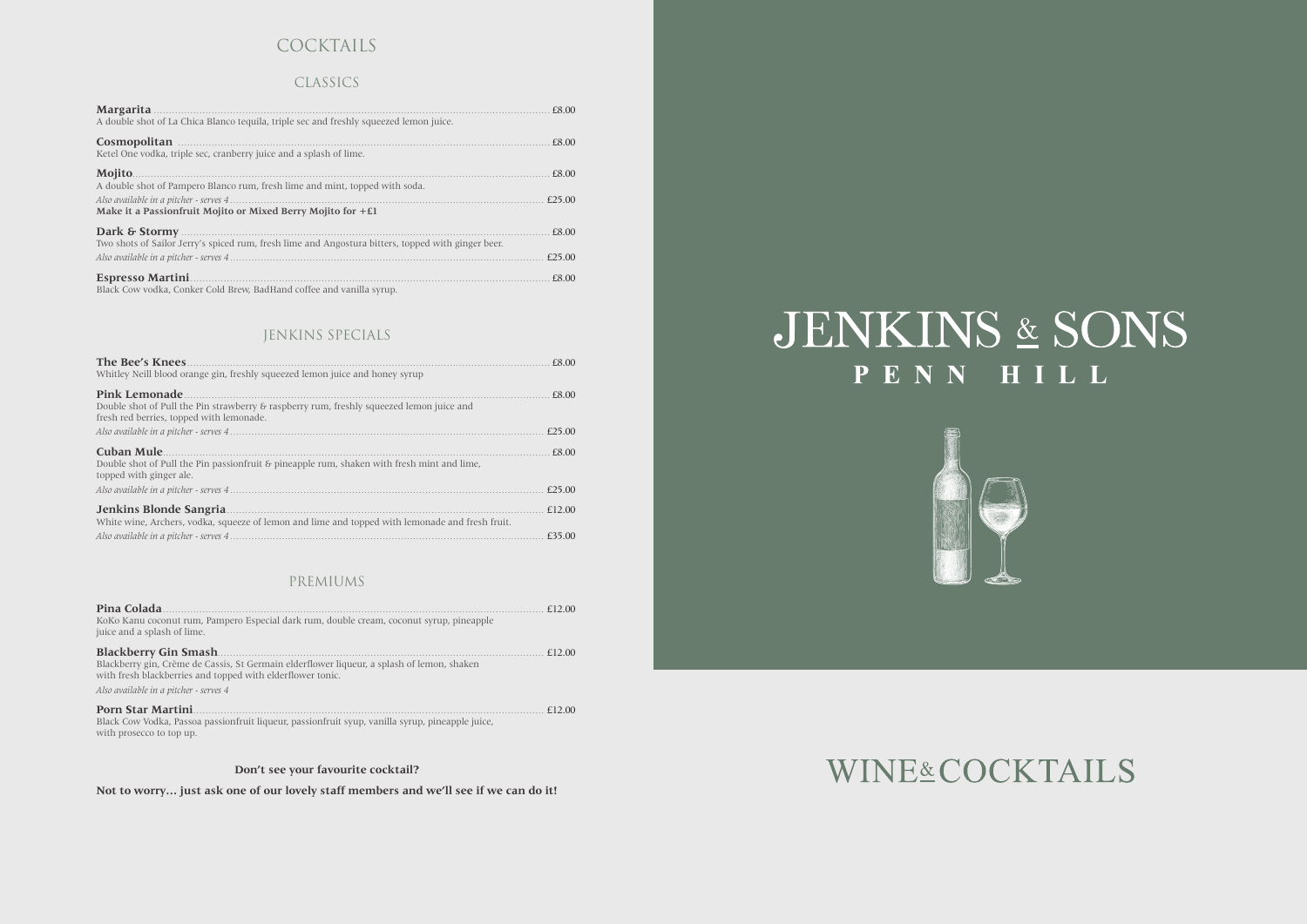# COCKTAILS

## CLASSICS

**Margarita** ............ £8.00
A double shot of La Chica Blanco tequila, triple sec and freshly squeezed lemon juice.

**Cosmopolitan** ............ £8.00
Ketel One vodka, triple sec, cranberry juice and a splash of lime.

**Mojito** ............ £8.00
A double shot of Pampero Blanco rum, fresh lime and mint, topped with soda.
*Also available in a pitcher - serves 4* ............ £25.00
**Make it a Passionfruit Mojito or Mixed Berry Mojito for +£1**

**Dark & Stormy** ............ £8.00
Two shots of Sailor Jerry's spiced rum, fresh lime and Angostura bitters, topped with ginger beer.
*Also available in a pitcher - serves 4* ............ £25.00

**Espresso Martini** ............ £8.00
Black Cow vodka, Conker Cold Brew, BadHand coffee and vanilla syrup.

## JENKINS SPECIALS

**The Bee's Knees** ............ £8.00
Whitley Neill blood orange gin, freshly squeezed lemon juice and honey syrup

**Pink Lemonade** ............ £8.00
Double shot of Pull the Pin strawberry & raspberry rum, freshly squeezed lemon juice and fresh red berries, topped with lemonade.
*Also available in a pitcher - serves 4* ............ £25.00

**Cuban Mule** ............ £8.00
Double shot of Pull the Pin passionfruit & pineapple rum, shaken with fresh mint and lime, topped with ginger ale.
*Also available in a pitcher - serves 4* ............ £25.00

**Jenkins Blonde Sangria** ............ £12.00
White wine, Archers, vodka, squeeze of lemon and lime and topped with lemonade and fresh fruit.
*Also available in a pitcher - serves 4* ............ £35.00

## PREMIUMS

**Pina Colada** ............ £12.00
KoKo Kanu coconut rum, Pampero Especial dark rum, double cream, coconut syrup, pineapple juice and a splash of lime.

**Blackberry Gin Smash** ............ £12.00
Blackberry gin, Crème de Cassis, St Germain elderflower liqueur, a splash of lemon, shaken with fresh blackberries and topped with elderflower tonic.
*Also available in a pitcher - serves 4*

**Porn Star Martini** ............ £12.00
Black Cow Vodka, Passoa passionfruit liqueur, passionfruit syup, vanilla syrup, pineapple juice, with prosecco to top up.

**Don't see your favourite cocktail?**

**Not to worry... just ask one of our lovely staff members and we'll see if we can do it!**

# JENKINS & SONS
## PENN HILL

# WINE & COCKTAILS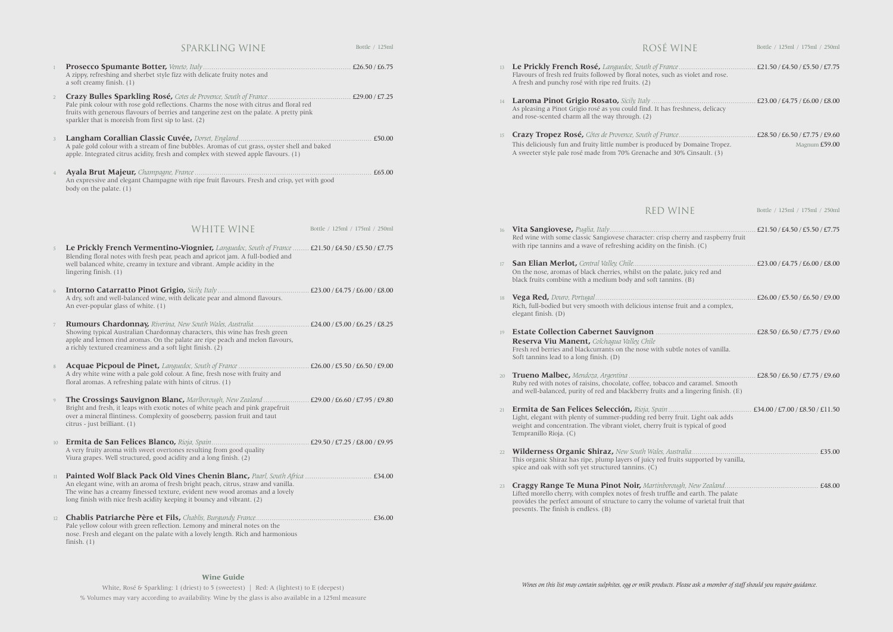## SPARKLING WINE

Bottle / 125ml

1. **Prosecco Spumante Botter,** *Veneto, Italy* £26.50 / £6.75
   A zippy, refreshing and sherbet style fizz with delicate fruity notes and a soft creamy finish. (1)

2. **Crazy Bulles Sparkling Rosé,** *Cotes de Provence, South of France* £29.00 / £7.25
   Pale pink colour with rose gold reflections. Charms the nose with citrus and floral red fruits with generous flavours of berries and tangerine zest on the palate. A pretty pink sparkler that is moreish from first sip to last. (2)

3. **Langham Corallian Classic Cuvée,** *Dorset, England* £50.00
   A pale gold colour with a stream of fine bubbles. Aromas of cut grass, oyster shell and baked apple. Integrated citrus acidity, fresh and complex with stewed apple flavours. (1)

4. **Ayala Brut Majeur,** *Champagne, France* £65.00
   An expressive and elegant Champagne with ripe fruit flavours. Fresh and crisp, yet with good body on the palate. (1)

## WHITE WINE

Bottle / 125ml / 175ml / 250ml

5. **Le Prickly French Vermentino-Viognier,** *Languedoc, South of France* £21.50 / £4.50 / £5.50 / £7.75
   Blending floral notes with fresh pear, peach and apricot jam. A full-bodied and well balanced white, creamy in texture and vibrant. Ample acidity in the lingering finish. (1)

6. **Intorno Catarratto Pinot Grigio,** *Sicily Italy* £23.00 / £4.75 / £6.00 / £8.00
   A dry, soft and well-balanced wine, with delicate pear and almond flavours. An ever-popular glass of white. (1)

7. **Rumours Chardonnay,** *Riverina, New South Wales, Australia* £24.00 / £5.00 / £6.25 / £8.25
   Showing typical Australian Chardonnay characters, this wine has fresh green apple and lemon rind aromas. On the palate are ripe peach and melon flavours, a richly textured creaminess and a soft light finish. (2)

8. **Acquae Picpoul de Pinet,** *Languedoc, South of France* £26.00 / £5.50 / £6.50 / £9.00
   A dry white wine with a pale gold colour. A fine, fresh nose with fruity and floral aromas. A refreshing palate with hints of citrus. (1)

9. **The Crossings Sauvignon Blanc,** *Marlborough, New Zealand* £29.00 / £6.60 / £7.95 / £9.80
   Bright and fresh, it leaps with exotic notes of white peach and pink grapefruit over a mineral flintiness. Complexity of gooseberry, passion fruit and taut citrus - just brilliant. (1)

10. **Ermita de San Felices Blanco,** *Rioja, Spain* £29.50 / £7.25 / £8.00 / £9.95
    A very fruity aroma with sweet overtones resulting from good quality Viura grapes. Well structured, good acidity and a long finish. (2)

11. **Painted Wolf Black Pack Old Vines Chenin Blanc,** *Paarl, South Africa* £34.00
    An elegant wine, with an aroma of fresh bright peach, citrus, straw and vanilla. The wine has a creamy finessed texture, evident new wood aromas and a lovely long finish with nice fresh acidity keeping it bouncy and vibrant. (2)

12. **Chablis Patriarche Père et Fils,** *Chablis, Burgundy, France* £36.00
    Pale yellow colour with green reflection. Lemony and mineral notes on the nose. Fresh and elegant on the palate with a lovely length. Rich and harmonious finish. (1)

## ROSÉ WINE

Bottle / 125ml / 175ml / 250ml

13. **Le Prickly French Rosé,** *Languedoc, South of France* £21.50 / £4.50 / £5.50 / £7.75
    Flavours of fresh red fruits followed by floral notes, such as violet and rose. A fresh and punchy rosé with ripe red fruits. (2)

14. **Laroma Pinot Grigio Rosato,** *Sicily, Italy* £23.00 / £4.75 / £6.00 / £8.00
    As pleasing a Pinot Grigio rosé as you could find. It has freshness, delicacy and rose-scented charm all the way through. (2)

15. **Crazy Tropez Rosé,** *Côtes de Provence, South of France* £28.50 / £6.50 / £7.75 / £9.60
    This deliciously fun and fruity little number is produced by Domaine Tropez. A sweeter style pale rosé made from 70% Grenache and 30% Cinsault. (3)
    Magnum **£59.00**

## RED WINE

Bottle / 125ml / 175ml / 250ml

16. **Vita Sangiovese,** *Puglia, Italy* £21.50 / £4.50 / £5.50 / £7.75
    Red wine with some classic Sangiovese character: crisp cherry and raspberry fruit with ripe tannins and a wave of refreshing acidity on the finish. (C)

17. **San Elian Merlot,** *Central Valley, Chile* £23.00 / £4.75 / £6.00 / £8.00
    On the nose, aromas of black cherries, whilst on the palate, juicy red and black fruits combine with a medium body and soft tannins. (B)

18. **Vega Red,** *Douro, Portugal* £26.00 / £5.50 / £6.50 / £9.00
    Rich, full-bodied but very smooth with delicious intense fruit and a complex, elegant finish. (D)

19. **Estate Collection Cabernet Sauvignon Reserva Viu Manent,** *Colchagua Valley, Chile* £28.50 / £6.50 / £7.75 / £9.60
    Fresh red berries and blackcurrants on the nose with subtle notes of vanilla. Soft tannins lead to a long finish. (D)

20. **Trueno Malbec,** *Mendoza, Argentina* £28.50 / £6.50 / £7.75 / £9.60
    Ruby red with notes of raisins, chocolate, coffee, tobacco and caramel. Smooth and well-balanced, purity of red and blackberry fruits and a lingering finish. (E)

21. **Ermita de San Felices Selección,** *Rioja, Spain* £34.00 / £7.00 / £8.50 / £11.50
    Light, elegant with plenty of summer-pudding red berry fruit. Light oak adds weight and concentration. The vibrant violet, cherry fruit is typical of good Tempranillo Rioja. (C)

22. **Wilderness Organic Shiraz,** *New South Wales, Australia* £35.00
    This organic Shiraz has ripe, plump layers of juicy red fruits supported by vanilla, spice and oak with soft yet structured tannins. (C)

23. **Craggy Range Te Muna Pinot Noir,** *Martinborough, New Zealand* £48.00
    Lifted morello cherry, with complex notes of fresh truffle and earth. The palate provides the perfect amount of structure to carry the volume of varietal fruit that presents. The finish is endless. (B)

**Wine Guide**

White, Rosé & Sparkling: 1 (driest) to 5 (sweetest) | Red: A (lightest) to E (deepest)

% Volumes may vary according to availability. Wine by the glass is also available in a 125ml measure

*Wines on this list may contain sulphites, egg or milk products. Please ask a member of staff should you require guidance.*